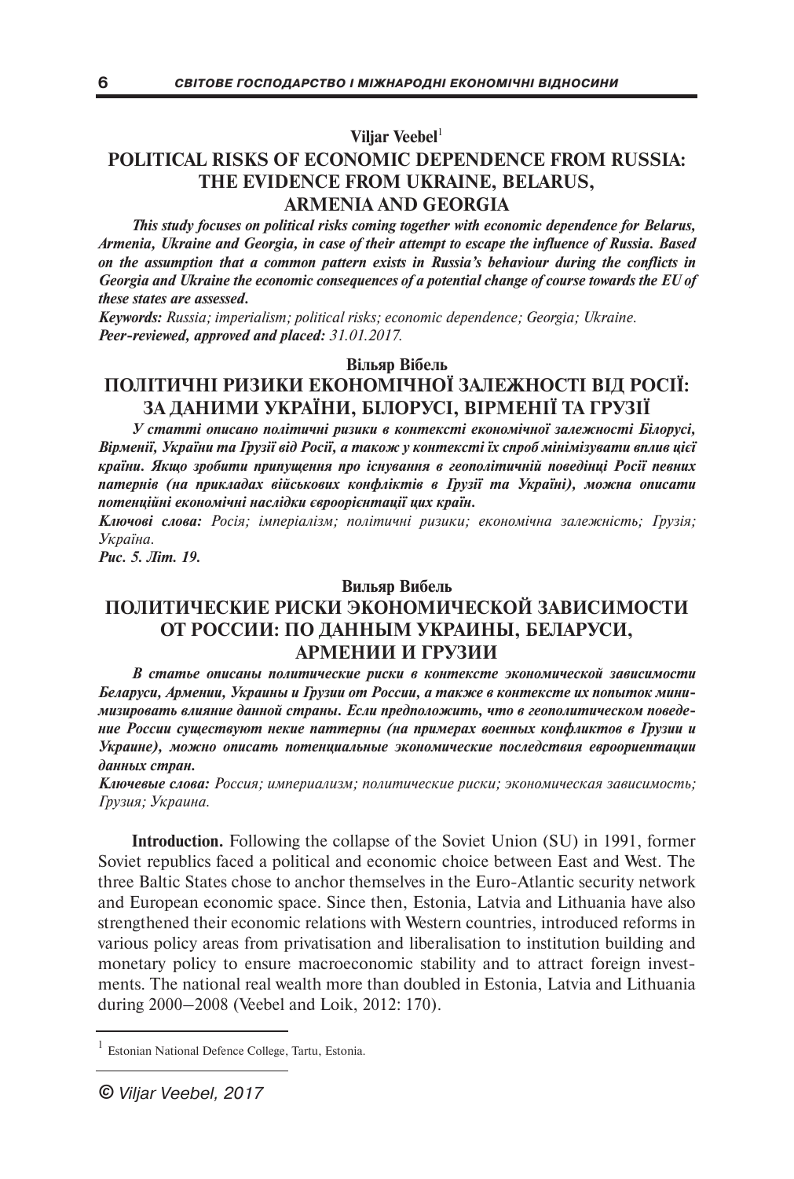**Viljar Veebel**[1]

# POLITICAL RISKS OF ECONOMIC DEPENDENCE FROM RUSSIA: THE EVIDENCE FROM UKRAINE, BELARUS, ARMENIA AND GEORGIA

***This study focuses on political risks coming together with economic dependence for Belarus, Armenia, Ukraine and Georgia, in case of their attempt to escape the influence of Russia. Based on the assumption that a common pattern exists in Russia's behaviour during the conflicts in Georgia and Ukraine the economic consequences of a potential change of course towards the EU of these states are assessed.***

***Keywords:*** *Russia; imperialism; political risks; economic dependence; Georgia; Ukraine.*
***Peer-reviewed, approved and placed:*** *31.01.2017.*

**Вільяр Вібель**

# ПОЛІТИЧНІ РИЗИКИ ЕКОНОМІЧНОЇ ЗАЛЕЖНОСТІ ВІД РОСІЇ: ЗА ДАНИМИ УКРАЇНИ, БІЛОРУСІ, ВІРМЕНІЇ ТА ГРУЗІЇ

***У статті описано політичні ризики в контексті економічної залежності Білорусі, Вірменії, України та Грузії від Росії, а також у контексті їх спроб мінімізувати вплив цієї країни. Якщо зробити припущення про існування в геополітичній поведінці Росії певних патернів (на прикладах військових конфліктів в Грузії та Україні), можна описати потенційні економічні наслідки євроорієнтації цих країн.***

***Ключові слова:*** *Росія; імперіалізм; політичні ризики; економічна залежність; Грузія; Україна.*

***Рис. 5. Літ. 19.***

**Вильяр Вибель**

# ПОЛИТИЧЕСКИЕ РИСКИ ЭКОНОМИЧЕСКОЙ ЗАВИСИМОСТИ ОТ РОССИИ: ПО ДАННЫМ УКРАИНЫ, БЕЛАРУСИ, АРМЕНИИ И ГРУЗИИ

***В статье описаны политические риски в контексте экономической зависимости Беларуси, Армении, Украины и Грузии от России, а также в контексте их попыток минимизировать влияние данной страны. Если предположить, что в геополитическом поведении России существуют некие паттерны (на примерах военных конфликтов в Грузии и Украине), можно описать потенциальные экономические последствия евроориентации данных стран.***

***Ключевые слова:*** *Россия; империализм; политические риски; экономическая зависимость; Грузия; Украина.*

**Introduction.** Following the collapse of the Soviet Union (SU) in 1991, former Soviet republics faced a political and economic choice between East and West. The three Baltic States chose to anchor themselves in the Euro-Atlantic security network and European economic space. Since then, Estonia, Latvia and Lithuania have also strengthened their economic relations with Western countries, introduced reforms in various policy areas from privatisation and liberalisation to institution building and monetary policy to ensure macroeconomic stability and to attract foreign investments. The national real wealth more than doubled in Estonia, Latvia and Lithuania during 2000–2008 (Veebel and Loik, 2012: 170).

---

[1] Estonian National Defence College, Tartu, Estonia.

© Viljar Veebel, 2017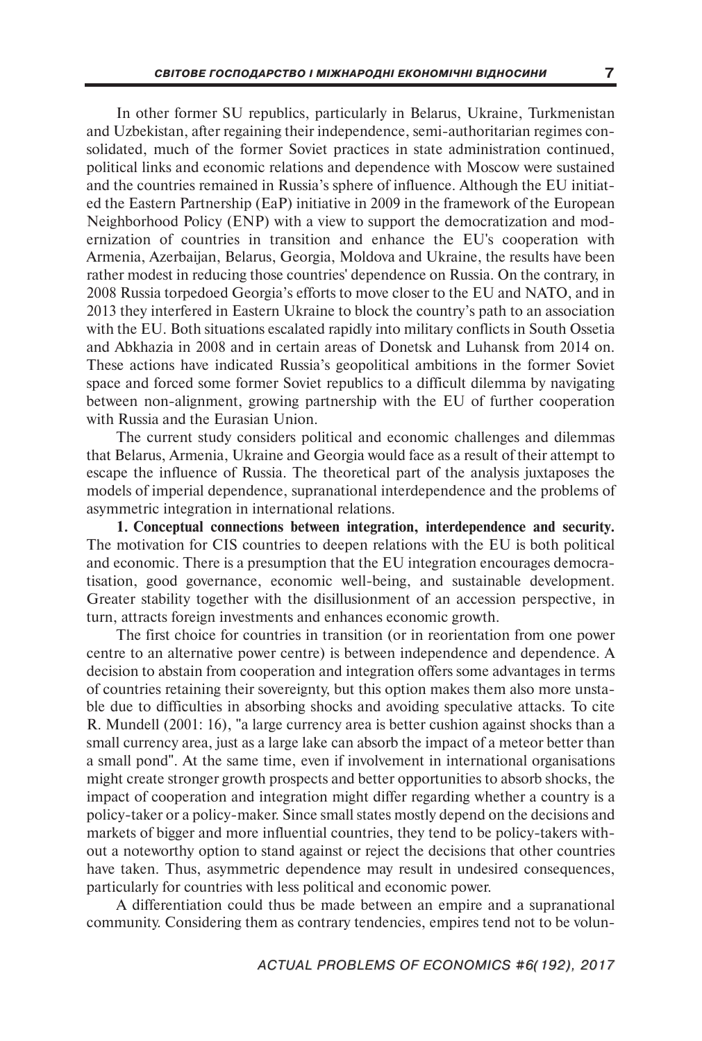In other former SU republics, particularly in Belarus, Ukraine, Turkmenistan and Uzbekistan, after regaining their independence, semi-authoritarian regimes consolidated, much of the former Soviet practices in state administration continued, political links and economic relations and dependence with Moscow were sustained and the countries remained in Russia's sphere of influence. Although the EU initiated the Eastern Partnership (EaP) initiative in 2009 in the framework of the European Neighborhood Policy (ENP) with a view to support the democratization and modernization of countries in transition and enhance the EU's cooperation with Armenia, Azerbaijan, Belarus, Georgia, Moldova and Ukraine, the results have been rather modest in reducing those countries' dependence on Russia. On the contrary, in 2008 Russia torpedoed Georgia's efforts to move closer to the EU and NATO, and in 2013 they interfered in Eastern Ukraine to block the country's path to an association with the EU. Both situations escalated rapidly into military conflicts in South Ossetia and Abkhazia in 2008 and in certain areas of Donetsk and Luhansk from 2014 on. These actions have indicated Russia's geopolitical ambitions in the former Soviet space and forced some former Soviet republics to a difficult dilemma by navigating between non-alignment, growing partnership with the EU of further cooperation with Russia and the Eurasian Union.

The current study considers political and economic challenges and dilemmas that Belarus, Armenia, Ukraine and Georgia would face as a result of their attempt to escape the influence of Russia. The theoretical part of the analysis juxtaposes the models of imperial dependence, supranational interdependence and the problems of asymmetric integration in international relations.

**1. Conceptual connections between integration, interdependence and security.** The motivation for CIS countries to deepen relations with the EU is both political and economic. There is a presumption that the EU integration encourages democratisation, good governance, economic well-being, and sustainable development. Greater stability together with the disillusionment of an accession perspective, in turn, attracts foreign investments and enhances economic growth.

The first choice for countries in transition (or in reorientation from one power centre to an alternative power centre) is between independence and dependence. A decision to abstain from cooperation and integration offers some advantages in terms of countries retaining their sovereignty, but this option makes them also more unstable due to difficulties in absorbing shocks and avoiding speculative attacks. To cite R. Mundell (2001: 16), "a large currency area is better cushion against shocks than a small currency area, just as a large lake can absorb the impact of a meteor better than a small pond". At the same time, even if involvement in international organisations might create stronger growth prospects and better opportunities to absorb shocks, the impact of cooperation and integration might differ regarding whether a country is a policy-taker or a policy-maker. Since small states mostly depend on the decisions and markets of bigger and more influential countries, they tend to be policy-takers without a noteworthy option to stand against or reject the decisions that other countries have taken. Thus, asymmetric dependence may result in undesired consequences, particularly for countries with less political and economic power.

A differentiation could thus be made between an empire and a supranational community. Considering them as contrary tendencies, empires tend not to be volun-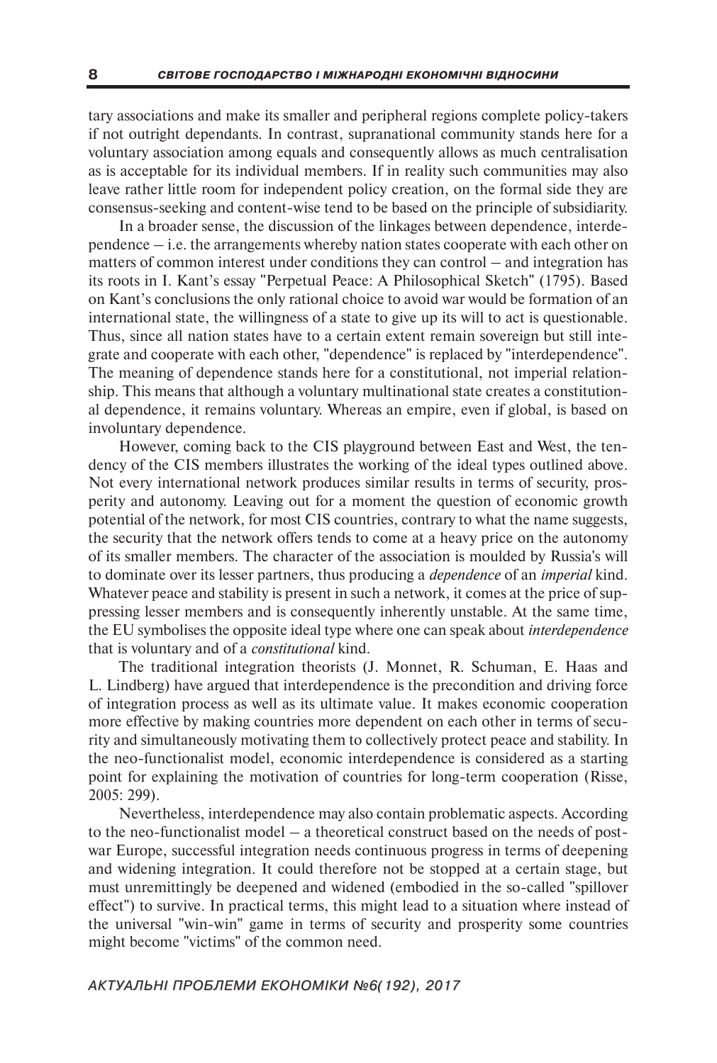tary associations and make its smaller and peripheral regions complete policy-takers if not outright dependants. In contrast, supranational community stands here for a voluntary association among equals and consequently allows as much centralisation as is acceptable for its individual members. If in reality such communities may also leave rather little room for independent policy creation, on the formal side they are consensus-seeking and content-wise tend to be based on the principle of subsidiarity.

In a broader sense, the discussion of the linkages between dependence, interdependence – i.e. the arrangements whereby nation states cooperate with each other on matters of common interest under conditions they can control – and integration has its roots in I. Kant's essay "Perpetual Peace: A Philosophical Sketch" (1795). Based on Kant's conclusions the only rational choice to avoid war would be formation of an international state, the willingness of a state to give up its will to act is questionable. Thus, since all nation states have to a certain extent remain sovereign but still integrate and cooperate with each other, "dependence" is replaced by "interdependence". The meaning of dependence stands here for a constitutional, not imperial relationship. This means that although a voluntary multinational state creates a constitutional dependence, it remains voluntary. Whereas an empire, even if global, is based on involuntary dependence.

However, coming back to the CIS playground between East and West, the tendency of the CIS members illustrates the working of the ideal types outlined above. Not every international network produces similar results in terms of security, prosperity and autonomy. Leaving out for a moment the question of economic growth potential of the network, for most CIS countries, contrary to what the name suggests, the security that the network offers tends to come at a heavy price on the autonomy of its smaller members. The character of the association is moulded by Russia's will to dominate over its lesser partners, thus producing a *dependence* of an *imperial* kind. Whatever peace and stability is present in such a network, it comes at the price of suppressing lesser members and is consequently inherently unstable. At the same time, the EU symbolises the opposite ideal type where one can speak about *interdependence* that is voluntary and of a *constitutional* kind.

The traditional integration theorists (J. Monnet, R. Schuman, E. Haas and L. Lindberg) have argued that interdependence is the precondition and driving force of integration process as well as its ultimate value. It makes economic cooperation more effective by making countries more dependent on each other in terms of security and simultaneously motivating them to collectively protect peace and stability. In the neo-functionalist model, economic interdependence is considered as a starting point for explaining the motivation of countries for long-term cooperation (Risse, 2005: 299).

Nevertheless, interdependence may also contain problematic aspects. According to the neo-functionalist model – a theoretical construct based on the needs of postwar Europe, successful integration needs continuous progress in terms of deepening and widening integration. It could therefore not be stopped at a certain stage, but must unremittingly be deepened and widened (embodied in the so-called "spillover effect") to survive. In practical terms, this might lead to a situation where instead of the universal "win-win" game in terms of security and prosperity some countries might become "victims" of the common need.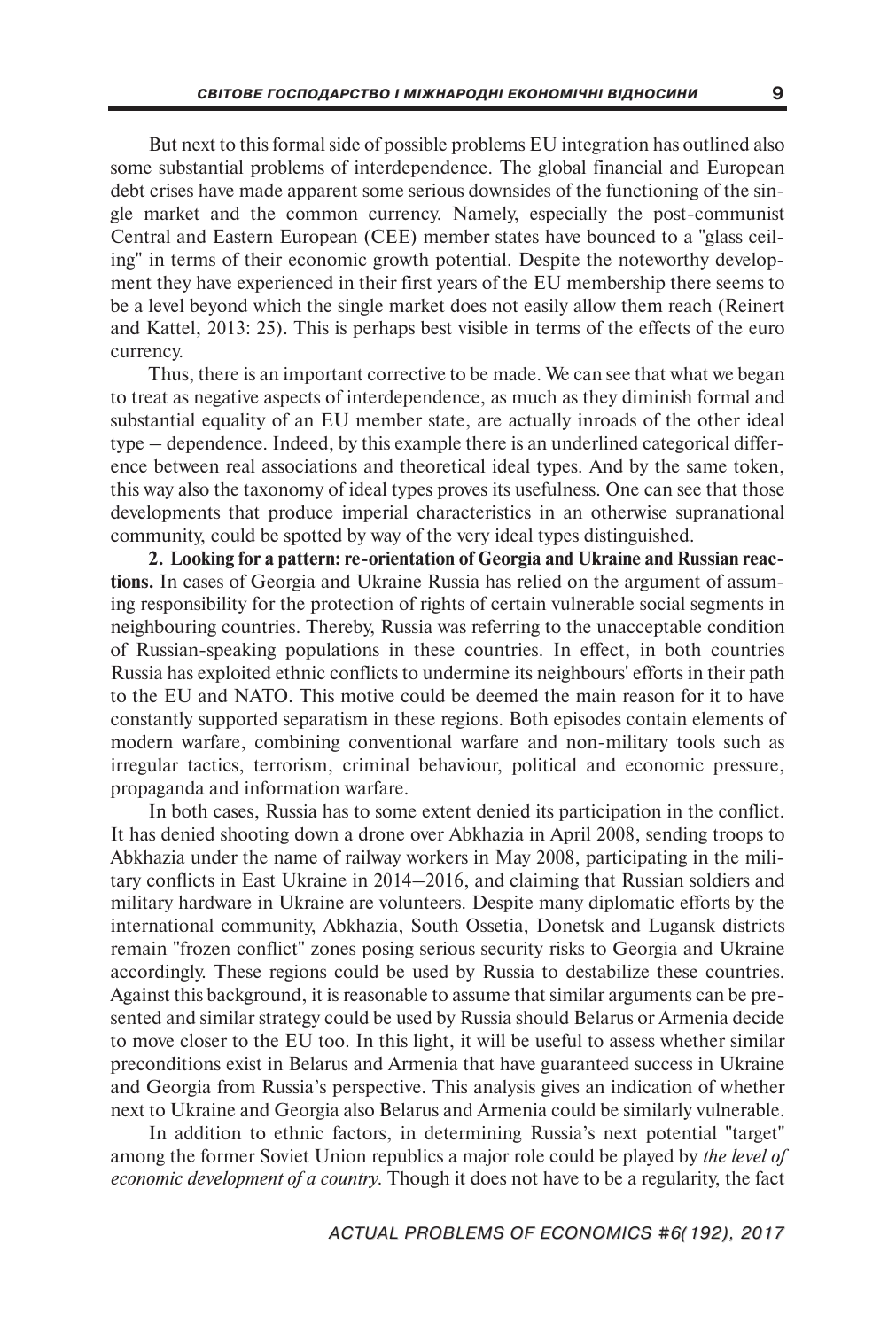But next to this formal side of possible problems EU integration has outlined also some substantial problems of interdependence. The global financial and European debt crises have made apparent some serious downsides of the functioning of the single market and the common currency. Namely, especially the post-communist Central and Eastern European (CEE) member states have bounced to a "glass ceiling" in terms of their economic growth potential. Despite the noteworthy development they have experienced in their first years of the EU membership there seems to be a level beyond which the single market does not easily allow them reach (Reinert and Kattel, 2013: 25). This is perhaps best visible in terms of the effects of the euro currency.

Thus, there is an important corrective to be made. We can see that what we began to treat as negative aspects of interdependence, as much as they diminish formal and substantial equality of an EU member state, are actually inroads of the other ideal type – dependence. Indeed, by this example there is an underlined categorical difference between real associations and theoretical ideal types. And by the same token, this way also the taxonomy of ideal types proves its usefulness. One can see that those developments that produce imperial characteristics in an otherwise supranational community, could be spotted by way of the very ideal types distinguished.

**2. Looking for a pattern: re-orientation of Georgia and Ukraine and Russian reactions.** In cases of Georgia and Ukraine Russia has relied on the argument of assuming responsibility for the protection of rights of certain vulnerable social segments in neighbouring countries. Thereby, Russia was referring to the unacceptable condition of Russian-speaking populations in these countries. In effect, in both countries Russia has exploited ethnic conflicts to undermine its neighbours' efforts in their path to the EU and NATO. This motive could be deemed the main reason for it to have constantly supported separatism in these regions. Both episodes contain elements of modern warfare, combining conventional warfare and non-military tools such as irregular tactics, terrorism, criminal behaviour, political and economic pressure, propaganda and information warfare.

In both cases, Russia has to some extent denied its participation in the conflict. It has denied shooting down a drone over Abkhazia in April 2008, sending troops to Abkhazia under the name of railway workers in May 2008, participating in the military conflicts in East Ukraine in 2014–2016, and claiming that Russian soldiers and military hardware in Ukraine are volunteers. Despite many diplomatic efforts by the international community, Abkhazia, South Ossetia, Donetsk and Lugansk districts remain "frozen conflict" zones posing serious security risks to Georgia and Ukraine accordingly. These regions could be used by Russia to destabilize these countries. Against this background, it is reasonable to assume that similar arguments can be presented and similar strategy could be used by Russia should Belarus or Armenia decide to move closer to the EU too. In this light, it will be useful to assess whether similar preconditions exist in Belarus and Armenia that have guaranteed success in Ukraine and Georgia from Russia's perspective. This analysis gives an indication of whether next to Ukraine and Georgia also Belarus and Armenia could be similarly vulnerable.

In addition to ethnic factors, in determining Russia's next potential "target" among the former Soviet Union republics a major role could be played by *the level of economic development of a country*. Though it does not have to be a regularity, the fact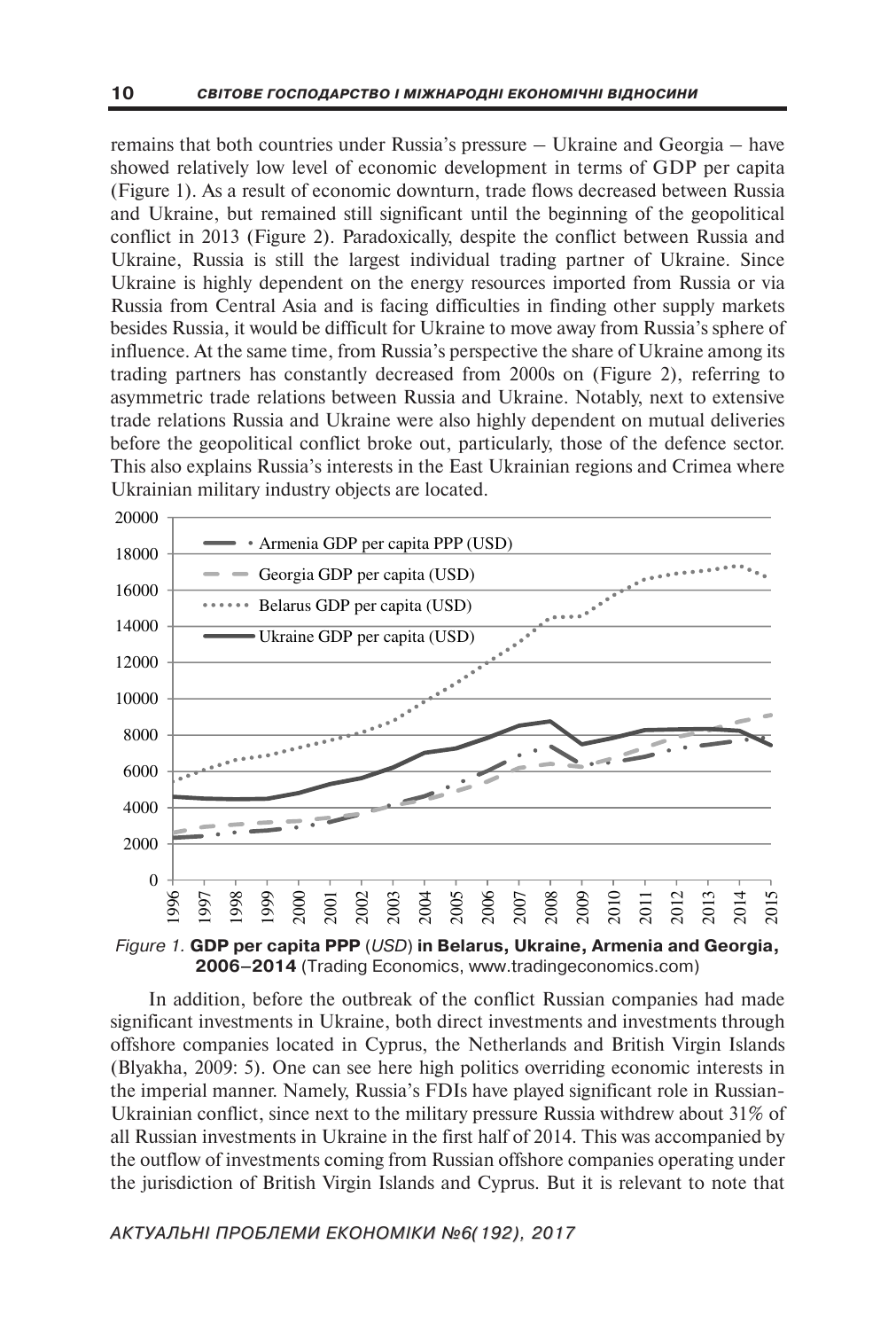remains that both countries under Russia's pressure – Ukraine and Georgia – have showed relatively low level of economic development in terms of GDP per capita (Figure 1). As a result of economic downturn, trade flows decreased between Russia and Ukraine, but remained still significant until the beginning of the geopolitical conflict in 2013 (Figure 2). Paradoxically, despite the conflict between Russia and Ukraine, Russia is still the largest individual trading partner of Ukraine. Since Ukraine is highly dependent on the energy resources imported from Russia or via Russia from Central Asia and is facing difficulties in finding other supply markets besides Russia, it would be difficult for Ukraine to move away from Russia's sphere of influence. At the same time, from Russia's perspective the share of Ukraine among its trading partners has constantly decreased from 2000s on (Figure 2), referring to asymmetric trade relations between Russia and Ukraine. Notably, next to extensive trade relations Russia and Ukraine were also highly dependent on mutual deliveries before the geopolitical conflict broke out, particularly, those of the defence sector. This also explains Russia's interests in the East Ukrainian regions and Crimea where Ukrainian military industry objects are located.

*Figure 1.* **GDP per capita PPP** (*USD*) **in Belarus, Ukraine, Armenia and Georgia, 2006–2014** (Trading Economics, www.tradingeconomics.com)

In addition, before the outbreak of the conflict Russian companies had made significant investments in Ukraine, both direct investments and investments through offshore companies located in Cyprus, the Netherlands and British Virgin Islands (Blyakha, 2009: 5). One can see here high politics overriding economic interests in the imperial manner. Namely, Russia's FDIs have played significant role in Russian-Ukrainian conflict, since next to the military pressure Russia withdrew about 31% of all Russian investments in Ukraine in the first half of 2014. This was accompanied by the outflow of investments coming from Russian offshore companies operating under the jurisdiction of British Virgin Islands and Cyprus. But it is relevant to note that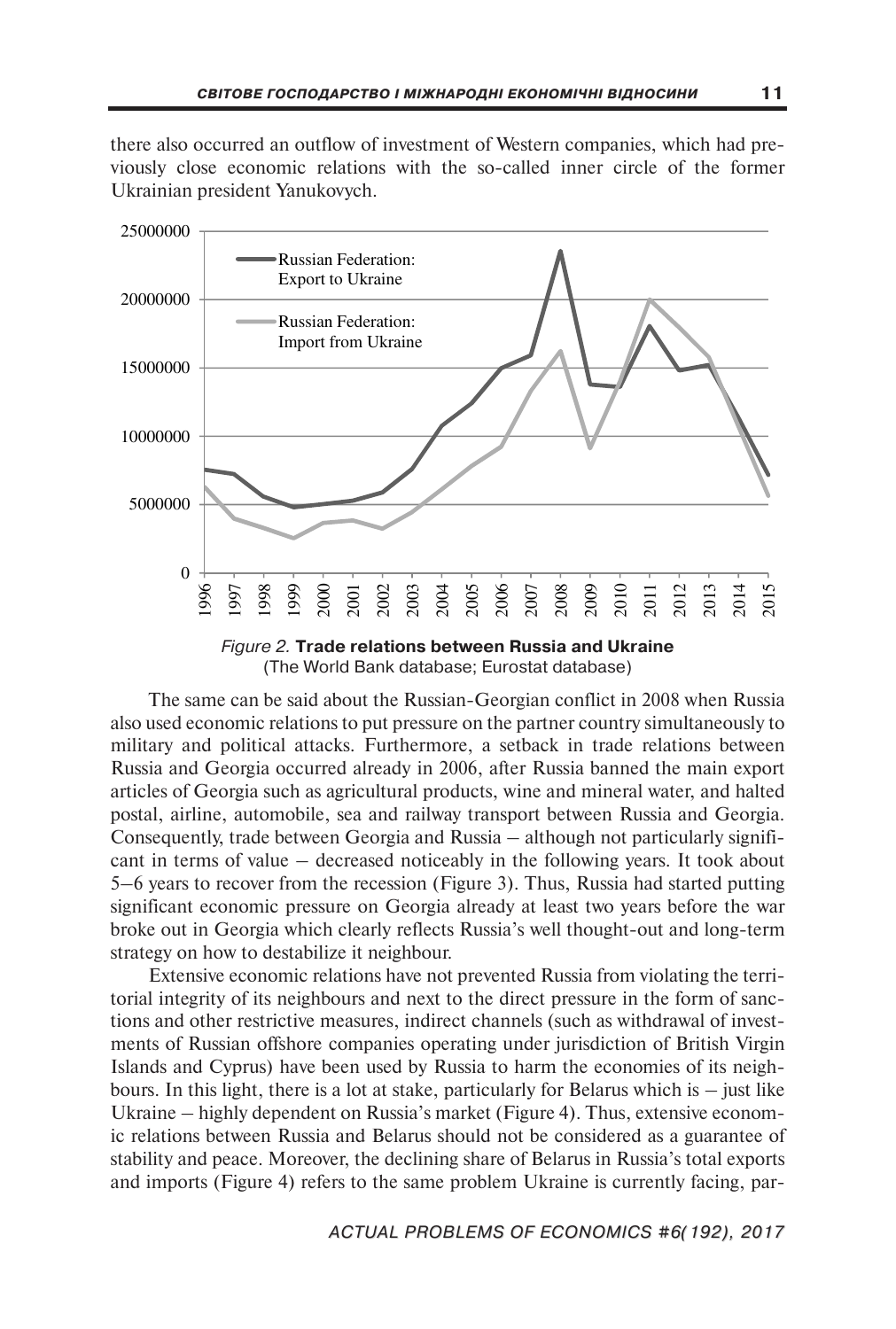there also occurred an outflow of investment of Western companies, which had previously close economic relations with the so-called inner circle of the former Ukrainian president Yanukovych.

*Figure 2.* **Trade relations between Russia and Ukraine**
(The World Bank database; Eurostat database)

The same can be said about the Russian-Georgian conflict in 2008 when Russia also used economic relations to put pressure on the partner country simultaneously to military and political attacks. Furthermore, a setback in trade relations between Russia and Georgia occurred already in 2006, after Russia banned the main export articles of Georgia such as agricultural products, wine and mineral water, and halted postal, airline, automobile, sea and railway transport between Russia and Georgia. Consequently, trade between Georgia and Russia – although not particularly significant in terms of value – decreased noticeably in the following years. It took about 5–6 years to recover from the recession (Figure 3). Thus, Russia had started putting significant economic pressure on Georgia already at least two years before the war broke out in Georgia which clearly reflects Russia's well thought-out and long-term strategy on how to destabilize it neighbour.

Extensive economic relations have not prevented Russia from violating the territorial integrity of its neighbours and next to the direct pressure in the form of sanctions and other restrictive measures, indirect channels (such as withdrawal of investments of Russian offshore companies operating under jurisdiction of British Virgin Islands and Cyprus) have been used by Russia to harm the economies of its neighbours. In this light, there is a lot at stake, particularly for Belarus which is – just like Ukraine – highly dependent on Russia's market (Figure 4). Thus, extensive economic relations between Russia and Belarus should not be considered as a guarantee of stability and peace. Moreover, the declining share of Belarus in Russia's total exports and imports (Figure 4) refers to the same problem Ukraine is currently facing, par-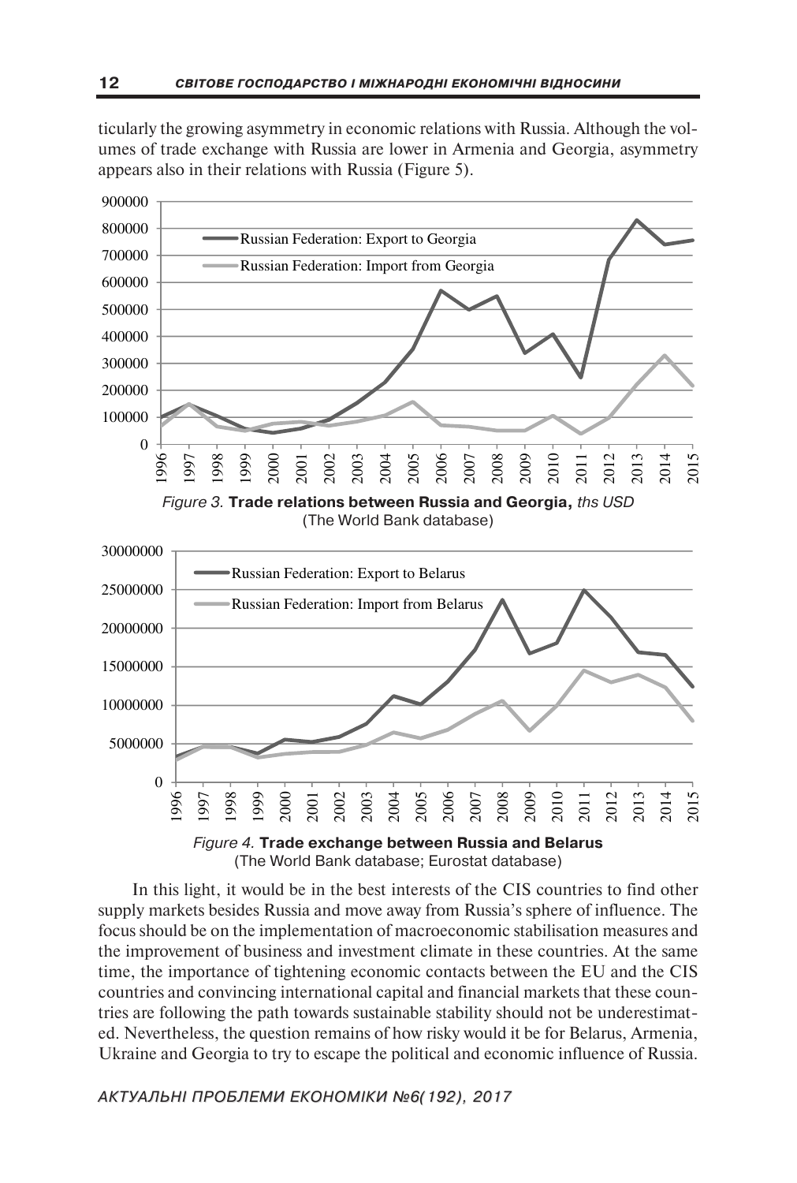ticularly the growing asymmetry in economic relations with Russia. Although the volumes of trade exchange with Russia are lower in Armenia and Georgia, asymmetry appears also in their relations with Russia (Figure 5).

*Figure 3.* **Trade relations between Russia and Georgia,** *ths USD*
(The World Bank database)

*Figure 4.* **Trade exchange between Russia and Belarus**
(The World Bank database; Eurostat database)

In this light, it would be in the best interests of the CIS countries to find other supply markets besides Russia and move away from Russia's sphere of influence. The focus should be on the implementation of macroeconomic stabilisation measures and the improvement of business and investment climate in these countries. At the same time, the importance of tightening economic contacts between the EU and the CIS countries and convincing international capital and financial markets that these countries are following the path towards sustainable stability should not be underestimated. Nevertheless, the question remains of how risky would it be for Belarus, Armenia, Ukraine and Georgia to try to escape the political and economic influence of Russia.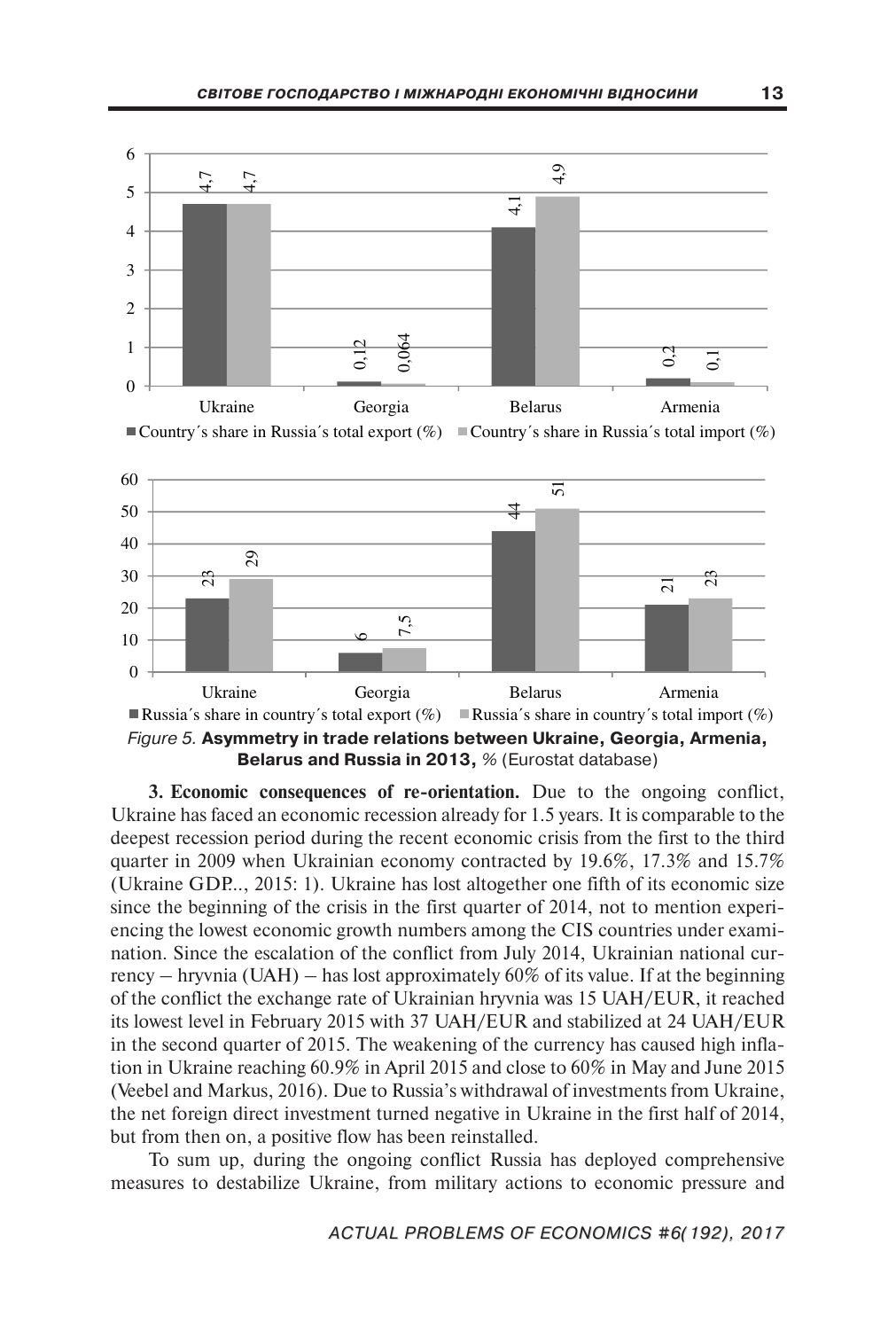| | Ukraine | Georgia | Belarus | Armenia |
|---|---|---|---|---|
| Country´s share in Russia´s total export (%) | 4,7 | 0,12 | 4,1 | 0,2 |
| Country´s share in Russia´s total import (%) | 4,7 | 0,064 | 4,9 | 0,1 |

| | Ukraine | Georgia | Belarus | Armenia |
|---|---|---|---|---|
| Russia´s share in country´s total export (%) | 23 | 6 | 44 | 21 |
| Russia´s share in country´s total import (%) | 29 | 7,5 | 51 | 23 |

*Figure 5.* **Asymmetry in trade relations between Ukraine, Georgia, Armenia, Belarus and Russia in 2013,** % (Eurostat database)

**3. Economic consequences of re-orientation.** Due to the ongoing conflict, Ukraine has faced an economic recession already for 1.5 years. It is comparable to the deepest recession period during the recent economic crisis from the first to the third quarter in 2009 when Ukrainian economy contracted by 19.6%, 17.3% and 15.7% (Ukraine GDP..., 2015: 1). Ukraine has lost altogether one fifth of its economic size since the beginning of the crisis in the first quarter of 2014, not to mention experiencing the lowest economic growth numbers among the CIS countries under examination. Since the escalation of the conflict from July 2014, Ukrainian national currency – hryvnia (UAH) – has lost approximately 60% of its value. If at the beginning of the conflict the exchange rate of Ukrainian hryvnia was 15 UAH/EUR, it reached its lowest level in February 2015 with 37 UAH/EUR and stabilized at 24 UAH/EUR in the second quarter of 2015. The weakening of the currency has caused high inflation in Ukraine reaching 60.9% in April 2015 and close to 60% in May and June 2015 (Veebel and Markus, 2016). Due to Russia's withdrawal of investments from Ukraine, the net foreign direct investment turned negative in Ukraine in the first half of 2014, but from then on, a positive flow has been reinstalled.

To sum up, during the ongoing conflict Russia has deployed comprehensive measures to destabilize Ukraine, from military actions to economic pressure and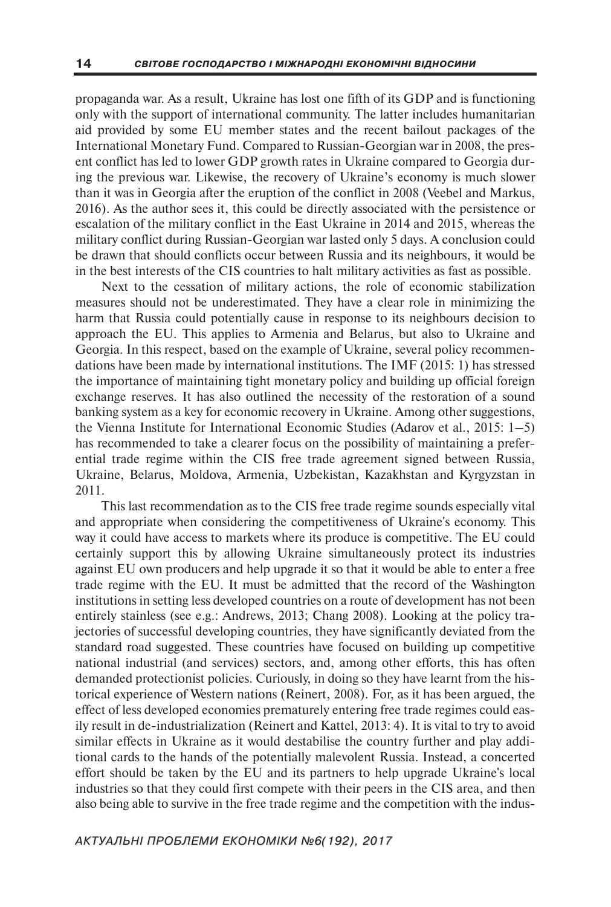propaganda war. As a result, Ukraine has lost one fifth of its GDP and is functioning only with the support of international community. The latter includes humanitarian aid provided by some EU member states and the recent bailout packages of the International Monetary Fund. Compared to Russian-Georgian war in 2008, the present conflict has led to lower GDP growth rates in Ukraine compared to Georgia during the previous war. Likewise, the recovery of Ukraine's economy is much slower than it was in Georgia after the eruption of the conflict in 2008 (Veebel and Markus, 2016). As the author sees it, this could be directly associated with the persistence or escalation of the military conflict in the East Ukraine in 2014 and 2015, whereas the military conflict during Russian-Georgian war lasted only 5 days. A conclusion could be drawn that should conflicts occur between Russia and its neighbours, it would be in the best interests of the CIS countries to halt military activities as fast as possible.

Next to the cessation of military actions, the role of economic stabilization measures should not be underestimated. They have a clear role in minimizing the harm that Russia could potentially cause in response to its neighbours decision to approach the EU. This applies to Armenia and Belarus, but also to Ukraine and Georgia. In this respect, based on the example of Ukraine, several policy recommendations have been made by international institutions. The IMF (2015: 1) has stressed the importance of maintaining tight monetary policy and building up official foreign exchange reserves. It has also outlined the necessity of the restoration of a sound banking system as a key for economic recovery in Ukraine. Among other suggestions, the Vienna Institute for International Economic Studies (Adarov et al., 2015: 1–5) has recommended to take a clearer focus on the possibility of maintaining a preferential trade regime within the CIS free trade agreement signed between Russia, Ukraine, Belarus, Moldova, Armenia, Uzbekistan, Kazakhstan and Kyrgyzstan in 2011.

This last recommendation as to the CIS free trade regime sounds especially vital and appropriate when considering the competitiveness of Ukraine's economy. This way it could have access to markets where its produce is competitive. The EU could certainly support this by allowing Ukraine simultaneously protect its industries against EU own producers and help upgrade it so that it would be able to enter a free trade regime with the EU. It must be admitted that the record of the Washington institutions in setting less developed countries on a route of development has not been entirely stainless (see e.g.: Andrews, 2013; Chang 2008). Looking at the policy trajectories of successful developing countries, they have significantly deviated from the standard road suggested. These countries have focused on building up competitive national industrial (and services) sectors, and, among other efforts, this has often demanded protectionist policies. Curiously, in doing so they have learnt from the historical experience of Western nations (Reinert, 2008). For, as it has been argued, the effect of less developed economies prematurely entering free trade regimes could easily result in de-industrialization (Reinert and Kattel, 2013: 4). It is vital to try to avoid similar effects in Ukraine as it would destabilise the country further and play additional cards to the hands of the potentially malevolent Russia. Instead, a concerted effort should be taken by the EU and its partners to help upgrade Ukraine's local industries so that they could first compete with their peers in the CIS area, and then also being able to survive in the free trade regime and the competition with the indus-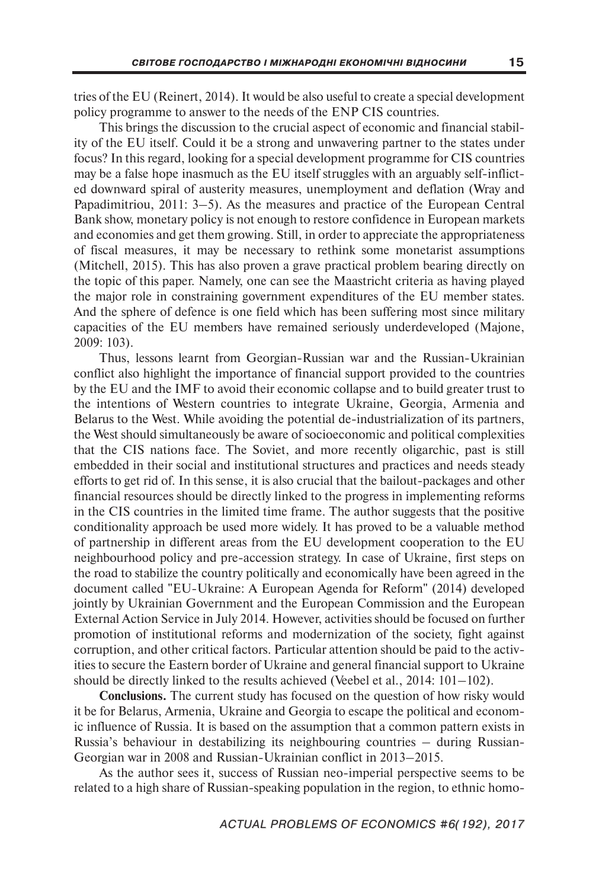tries of the EU (Reinert, 2014). It would be also useful to create a special development policy programme to answer to the needs of the ENP CIS countries.

This brings the discussion to the crucial aspect of economic and financial stability of the EU itself. Could it be a strong and unwavering partner to the states under focus? In this regard, looking for a special development programme for CIS countries may be a false hope inasmuch as the EU itself struggles with an arguably self-inflicted downward spiral of austerity measures, unemployment and deflation (Wray and Papadimitriou, 2011: 3–5). As the measures and practice of the European Central Bank show, monetary policy is not enough to restore confidence in European markets and economies and get them growing. Still, in order to appreciate the appropriateness of fiscal measures, it may be necessary to rethink some monetarist assumptions (Mitchell, 2015). This has also proven a grave practical problem bearing directly on the topic of this paper. Namely, one can see the Maastricht criteria as having played the major role in constraining government expenditures of the EU member states. And the sphere of defence is one field which has been suffering most since military capacities of the EU members have remained seriously underdeveloped (Majone, 2009: 103).

Thus, lessons learnt from Georgian-Russian war and the Russian-Ukrainian conflict also highlight the importance of financial support provided to the countries by the EU and the IMF to avoid their economic collapse and to build greater trust to the intentions of Western countries to integrate Ukraine, Georgia, Armenia and Belarus to the West. While avoiding the potential de-industrialization of its partners, the West should simultaneously be aware of socioeconomic and political complexities that the CIS nations face. The Soviet, and more recently oligarchic, past is still embedded in their social and institutional structures and practices and needs steady efforts to get rid of. In this sense, it is also crucial that the bailout-packages and other financial resources should be directly linked to the progress in implementing reforms in the CIS countries in the limited time frame. The author suggests that the positive conditionality approach be used more widely. It has proved to be a valuable method of partnership in different areas from the EU development cooperation to the EU neighbourhood policy and pre-accession strategy. In case of Ukraine, first steps on the road to stabilize the country politically and economically have been agreed in the document called "EU-Ukraine: A European Agenda for Reform" (2014) developed jointly by Ukrainian Government and the European Commission and the European External Action Service in July 2014. However, activities should be focused on further promotion of institutional reforms and modernization of the society, fight against corruption, and other critical factors. Particular attention should be paid to the activities to secure the Eastern border of Ukraine and general financial support to Ukraine should be directly linked to the results achieved (Veebel et al., 2014: 101–102).

**Conclusions.** The current study has focused on the question of how risky would it be for Belarus, Armenia, Ukraine and Georgia to escape the political and economic influence of Russia. It is based on the assumption that a common pattern exists in Russia's behaviour in destabilizing its neighbouring countries – during Russian-Georgian war in 2008 and Russian-Ukrainian conflict in 2013–2015.

As the author sees it, success of Russian neo-imperial perspective seems to be related to a high share of Russian-speaking population in the region, to ethnic homo-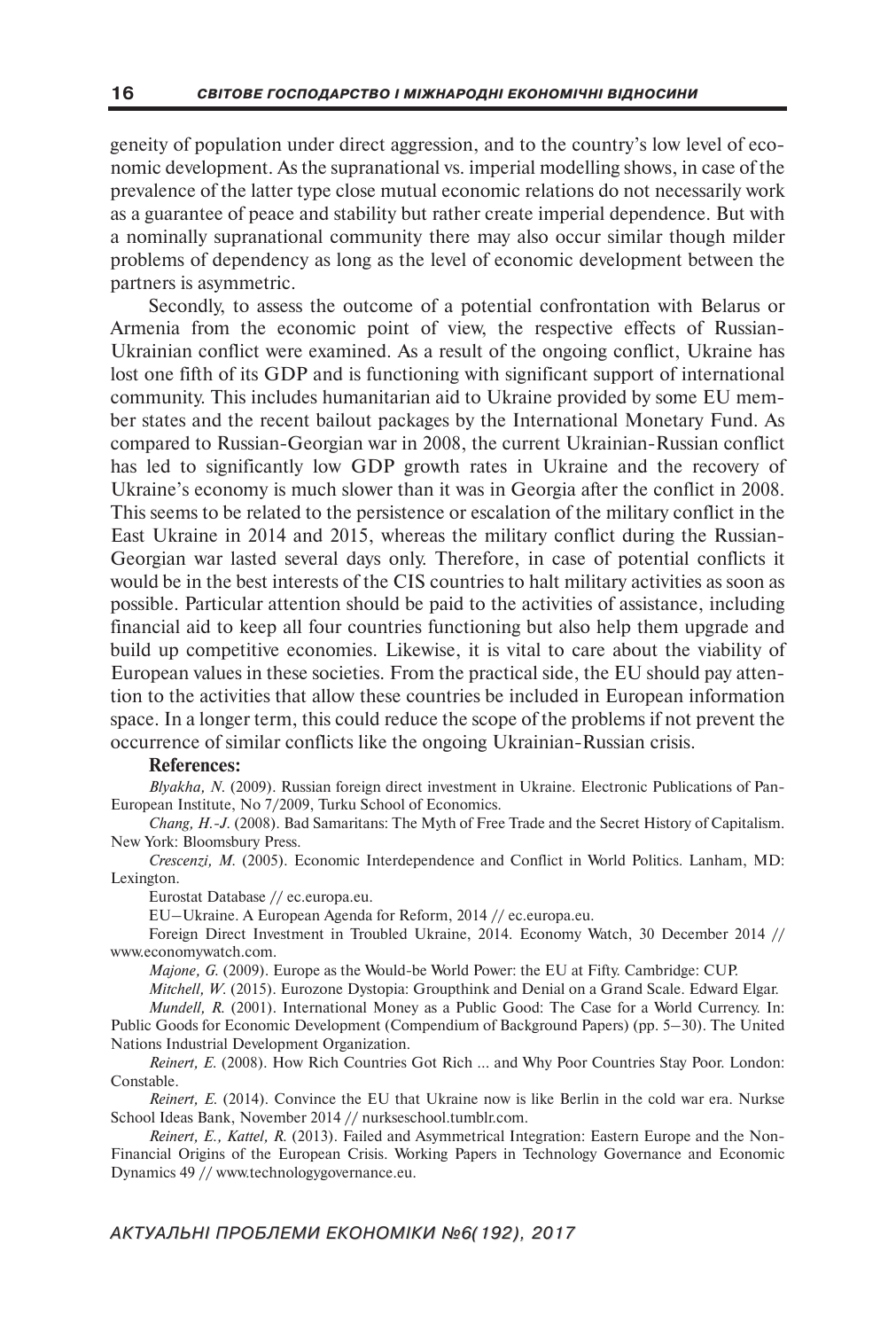geneity of population under direct aggression, and to the country's low level of economic development. As the supranational vs. imperial modelling shows, in case of the prevalence of the latter type close mutual economic relations do not necessarily work as a guarantee of peace and stability but rather create imperial dependence. But with a nominally supranational community there may also occur similar though milder problems of dependency as long as the level of economic development between the partners is asymmetric.

Secondly, to assess the outcome of a potential confrontation with Belarus or Armenia from the economic point of view, the respective effects of Russian-Ukrainian conflict were examined. As a result of the ongoing conflict, Ukraine has lost one fifth of its GDP and is functioning with significant support of international community. This includes humanitarian aid to Ukraine provided by some EU member states and the recent bailout packages by the International Monetary Fund. As compared to Russian-Georgian war in 2008, the current Ukrainian-Russian conflict has led to significantly low GDP growth rates in Ukraine and the recovery of Ukraine's economy is much slower than it was in Georgia after the conflict in 2008. This seems to be related to the persistence or escalation of the military conflict in the East Ukraine in 2014 and 2015, whereas the military conflict during the Russian-Georgian war lasted several days only. Therefore, in case of potential conflicts it would be in the best interests of the CIS countries to halt military activities as soon as possible. Particular attention should be paid to the activities of assistance, including financial aid to keep all four countries functioning but also help them upgrade and build up competitive economies. Likewise, it is vital to care about the viability of European values in these societies. From the practical side, the EU should pay attention to the activities that allow these countries be included in European information space. In a longer term, this could reduce the scope of the problems if not prevent the occurrence of similar conflicts like the ongoing Ukrainian-Russian crisis.

**References:**

*Blyakha, N.* (2009). Russian foreign direct investment in Ukraine. Electronic Publications of Pan-European Institute, No 7/2009, Turku School of Economics.

*Chang, H.-J.* (2008). Bad Samaritans: The Myth of Free Trade and the Secret History of Capitalism. New York: Bloomsbury Press.

*Crescenzi, M.* (2005). Economic Interdependence and Conflict in World Politics. Lanham, MD: Lexington.

Eurostat Database // ec.europa.eu.

EU–Ukraine. A European Agenda for Reform, 2014 // ec.europa.eu.

Foreign Direct Investment in Troubled Ukraine, 2014. Economy Watch, 30 December 2014 // www.economywatch.com.

*Majone, G.* (2009). Europe as the Would-be World Power: the EU at Fifty. Cambridge: CUP.

*Mitchell, W.* (2015). Eurozone Dystopia: Groupthink and Denial on a Grand Scale. Edward Elgar.

*Mundell, R.* (2001). International Money as a Public Good: The Case for a World Currency. In: Public Goods for Economic Development (Compendium of Background Papers) (pp. 5–30). The United Nations Industrial Development Organization.

*Reinert, E.* (2008). How Rich Countries Got Rich ... and Why Poor Countries Stay Poor. London: Constable.

*Reinert, E.* (2014). Convince the EU that Ukraine now is like Berlin in the cold war era. Nurkse School Ideas Bank, November 2014 // nurkseschool.tumblr.com.

*Reinert, E., Kattel, R.* (2013). Failed and Asymmetrical Integration: Eastern Europe and the Non-Financial Origins of the European Crisis. Working Papers in Technology Governance and Economic Dynamics 49 // www.technologygovernance.eu.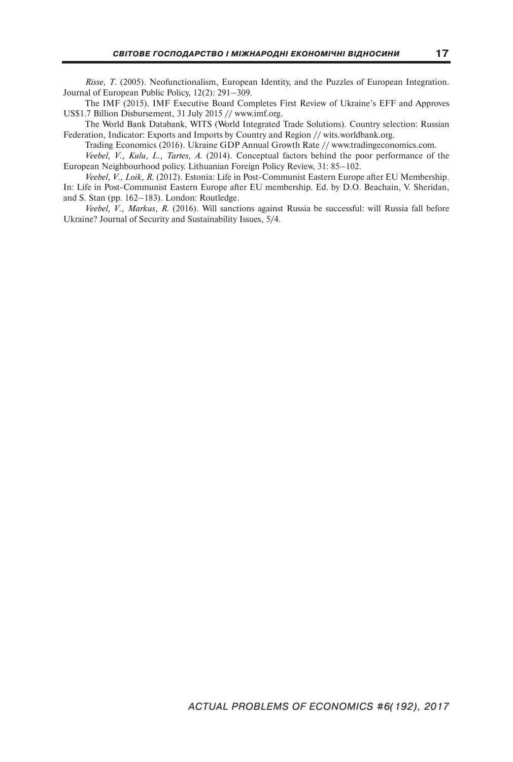*Risse, T.* (2005). Neofunctionalism, European Identity, and the Puzzles of European Integration. Journal of European Public Policy, 12(2): 291–309.

The IMF (2015). IMF Executive Board Completes First Review of Ukraine's EFF and Approves US$1.7 Billion Disbursement, 31 July 2015 // www.imf.org.

The World Bank Databank, WITS (World Integrated Trade Solutions). Country selection: Russian Federation, Indicator: Exports and Imports by Country and Region // wits.worldbank.org.

Trading Economics (2016). Ukraine GDP Annual Growth Rate // www.tradingeconomics.com.

*Veebel, V., Kulu, L., Tartes, A.* (2014). Conceptual factors behind the poor performance of the European Neighbourhood policy. Lithuanian Foreign Policy Review, 31: 85–102.

*Veebel, V., Loik, R.* (2012). Estonia: Life in Post-Communist Eastern Europe after EU Membership. In: Life in Post-Communist Eastern Europe after EU membership. Ed. by D.O. Beachain, V. Sheridan, and S. Stan (pp. 162–183). London: Routledge.

*Veebel, V., Markus, R.* (2016). Will sanctions against Russia be successful: will Russia fall before Ukraine? Journal of Security and Sustainability Issues, 5/4.